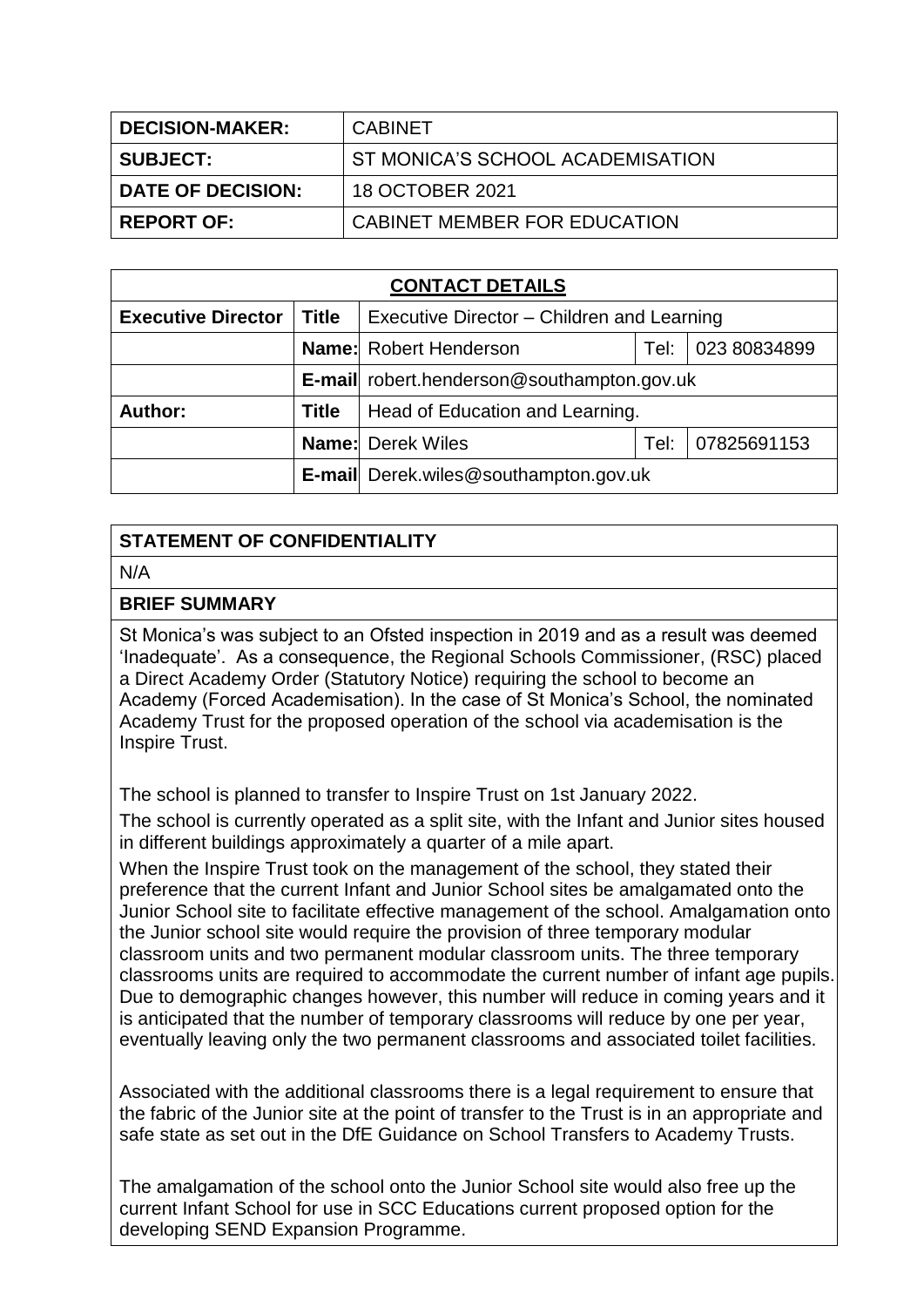| DECISION-MAKER: | CABINET |
|---|---|
| SUBJECT: | ST MONICA'S SCHOOL ACADEMISATION |
| DATE OF DECISION: | 18 OCTOBER 2021 |
| REPORT OF: | CABINET MEMBER FOR EDUCATION |

| CONTACT DETAILS | | | | |
|---|---|---|---|---|
| **Executive Director** | **Title** | Executive Director – Children and Learning | | |
| | **Name:** | Robert Henderson | Tel: | 023 80834899 |
| | **E-mail** | robert.henderson@southampton.gov.uk | | |
| **Author:** | **Title** | Head of Education and Learning. | | |
| | **Name:** | Derek Wiles | Tel: | 07825691153 |
| | **E-mail** | Derek.wiles@southampton.gov.uk | | |

**STATEMENT OF CONFIDENTIALITY**

N/A

**BRIEF SUMMARY**

St Monica's was subject to an Ofsted inspection in 2019 and as a result was deemed 'Inadequate'. As a consequence, the Regional Schools Commissioner, (RSC) placed a Direct Academy Order (Statutory Notice) requiring the school to become an Academy (Forced Academisation). In the case of St Monica's School, the nominated Academy Trust for the proposed operation of the school via academisation is the Inspire Trust.

The school is planned to transfer to Inspire Trust on 1st January 2022.

The school is currently operated as a split site, with the Infant and Junior sites housed in different buildings approximately a quarter of a mile apart.

When the Inspire Trust took on the management of the school, they stated their preference that the current Infant and Junior School sites be amalgamated onto the Junior School site to facilitate effective management of the school. Amalgamation onto the Junior school site would require the provision of three temporary modular classroom units and two permanent modular classroom units. The three temporary classrooms units are required to accommodate the current number of infant age pupils. Due to demographic changes however, this number will reduce in coming years and it is anticipated that the number of temporary classrooms will reduce by one per year, eventually leaving only the two permanent classrooms and associated toilet facilities.

Associated with the additional classrooms there is a legal requirement to ensure that the fabric of the Junior site at the point of transfer to the Trust is in an appropriate and safe state as set out in the DfE Guidance on School Transfers to Academy Trusts.

The amalgamation of the school onto the Junior School site would also free up the current Infant School for use in SCC Educations current proposed option for the developing SEND Expansion Programme.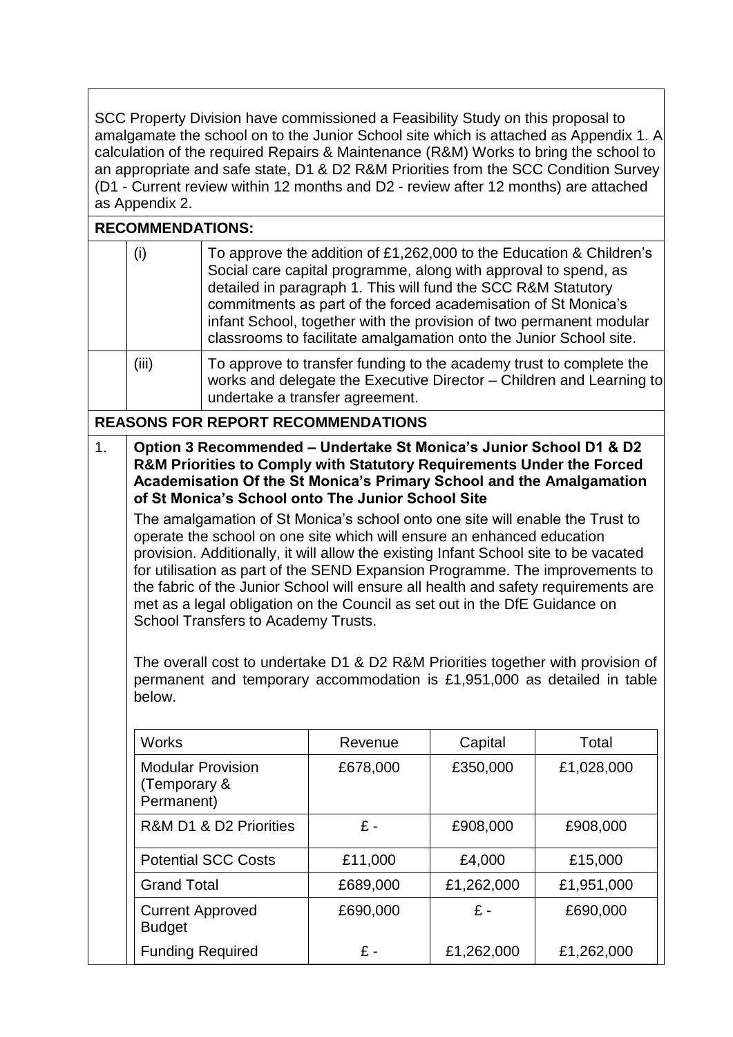SCC Property Division have commissioned a Feasibility Study on this proposal to amalgamate the school on to the Junior School site which is attached as Appendix 1. A calculation of the required Repairs & Maintenance (R&M) Works to bring the school to an appropriate and safe state, D1 & D2 R&M Priorities from the SCC Condition Survey (D1 - Current review within 12 months and D2 - review after 12 months) are attached as Appendix 2.

**RECOMMENDATIONS:**

| | |
|---|---|
| (i) | To approve the addition of £1,262,000 to the Education & Children's Social care capital programme, along with approval to spend, as detailed in paragraph 1. This will fund the SCC R&M Statutory commitments as part of the forced academisation of St Monica's infant School, together with the provision of two permanent modular classrooms to facilitate amalgamation onto the Junior School site. |
| (iii) | To approve to transfer funding to the academy trust to complete the works and delegate the Executive Director – Children and Learning to undertake a transfer agreement. |

**REASONS FOR REPORT RECOMMENDATIONS**

1. **Option 3 Recommended – Undertake St Monica's Junior School D1 & D2 R&M Priorities to Comply with Statutory Requirements Under the Forced Academisation Of the St Monica's Primary School and the Amalgamation of St Monica's School onto The Junior School Site**

The amalgamation of St Monica's school onto one site will enable the Trust to operate the school on one site which will ensure an enhanced education provision. Additionally, it will allow the existing Infant School site to be vacated for utilisation as part of the SEND Expansion Programme. The improvements to the fabric of the Junior School will ensure all health and safety requirements are met as a legal obligation on the Council as set out in the DfE Guidance on School Transfers to Academy Trusts.

The overall cost to undertake D1 & D2 R&M Priorities together with provision of permanent and temporary accommodation is £1,951,000 as detailed in table below.

| Works | Revenue | Capital | Total |
|---|---|---|---|
| Modular Provision (Temporary & Permanent) | £678,000 | £350,000 | £1,028,000 |
| R&M D1 & D2 Priorities | £ - | £908,000 | £908,000 |
| Potential SCC Costs | £11,000 | £4,000 | £15,000 |
| Grand Total | £689,000 | £1,262,000 | £1,951,000 |
| Current Approved Budget | £690,000 | £ - | £690,000 |
| Funding Required | £ - | £1,262,000 | £1,262,000 |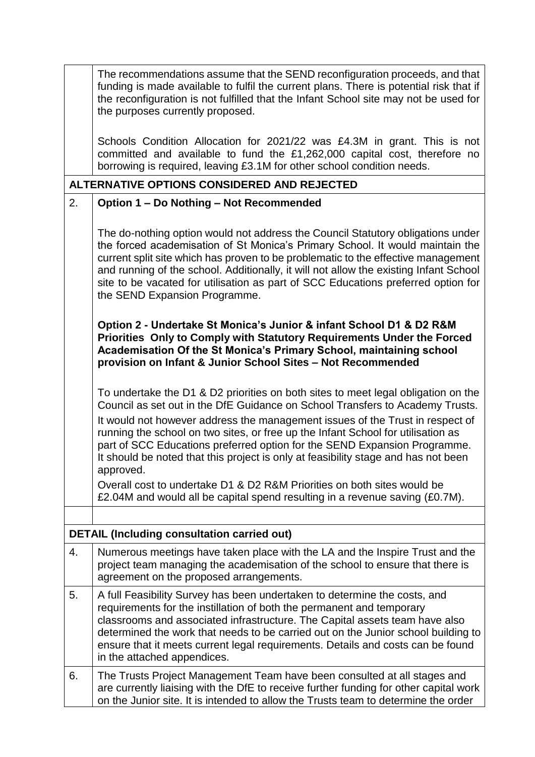| | |
|---|---|
| | The recommendations assume that the SEND reconfiguration proceeds, and that funding is made available to fulfil the current plans. There is potential risk that if the reconfiguration is not fulfilled that the Infant School site may not be used for the purposes currently proposed.<br><br>Schools Condition Allocation for 2021/22 was £4.3M in grant. This is not committed and available to fund the £1,262,000 capital cost, therefore no borrowing is required, leaving £3.1M for other school condition needs. |
| **ALTERNATIVE OPTIONS CONSIDERED AND REJECTED** | |
| 2. | **Option 1 – Do Nothing – Not Recommended**<br><br>The do-nothing option would not address the Council Statutory obligations under the forced academisation of St Monica's Primary School. It would maintain the current split site which has proven to be problematic to the effective management and running of the school. Additionally, it will not allow the existing Infant School site to be vacated for utilisation as part of SCC Educations preferred option for the SEND Expansion Programme.<br><br>**Option 2 - Undertake St Monica's Junior & infant School D1 & D2 R&M Priorities Only to Comply with Statutory Requirements Under the Forced Academisation Of the St Monica's Primary School, maintaining school provision on Infant & Junior School Sites – Not Recommended**<br><br>To undertake the D1 & D2 priorities on both sites to meet legal obligation on the Council as set out in the DfE Guidance on School Transfers to Academy Trusts.<br>It would not however address the management issues of the Trust in respect of running the school on two sites, or free up the Infant School for utilisation as part of SCC Educations preferred option for the SEND Expansion Programme. It should be noted that this project is only at feasibility stage and has not been approved.<br>Overall cost to undertake D1 & D2 R&M Priorities on both sites would be £2.04M and would all be capital spend resulting in a revenue saving (£0.7M). |
| | |
| **DETAIL (Including consultation carried out)** | |
| 4. | Numerous meetings have taken place with the LA and the Inspire Trust and the project team managing the academisation of the school to ensure that there is agreement on the proposed arrangements. |
| 5. | A full Feasibility Survey has been undertaken to determine the costs, and requirements for the instillation of both the permanent and temporary classrooms and associated infrastructure. The Capital assets team have also determined the work that needs to be carried out on the Junior school building to ensure that it meets current legal requirements. Details and costs can be found in the attached appendices. |
| 6. | The Trusts Project Management Team have been consulted at all stages and are currently liaising with the DfE to receive further funding for other capital work on the Junior site. It is intended to allow the Trusts team to determine the order |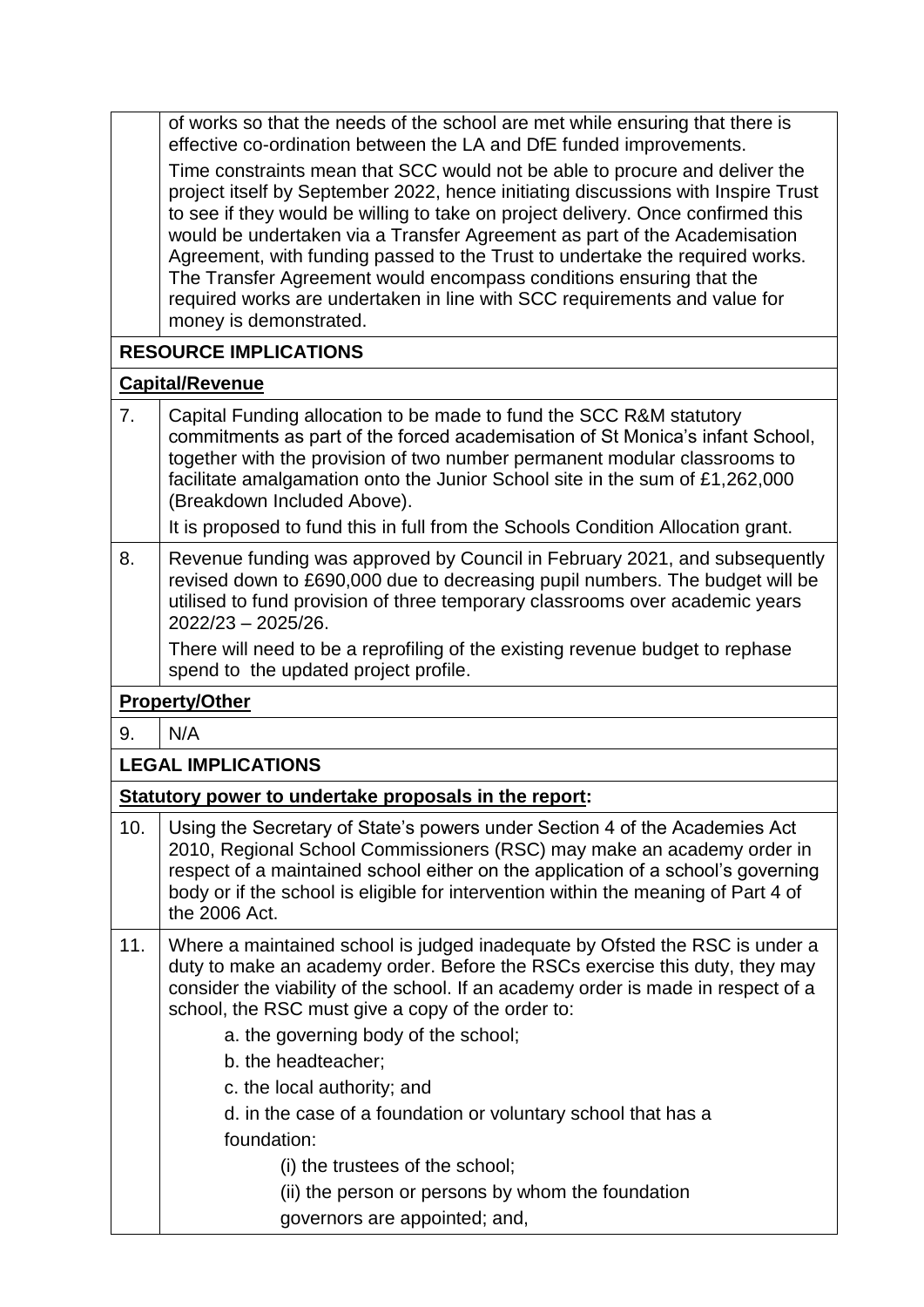| | |
|---|---|
| | of works so that the needs of the school are met while ensuring that there is effective co-ordination between the LA and DfE funded improvements.<br><br>Time constraints mean that SCC would not be able to procure and deliver the project itself by September 2022, hence initiating discussions with Inspire Trust to see if they would be willing to take on project delivery. Once confirmed this would be undertaken via a Transfer Agreement as part of the Academisation Agreement, with funding passed to the Trust to undertake the required works. The Transfer Agreement would encompass conditions ensuring that the required works are undertaken in line with SCC requirements and value for money is demonstrated. |
| **RESOURCE IMPLICATIONS** | |
| **Capital/Revenue** | |
| 7. | Capital Funding allocation to be made to fund the SCC R&M statutory commitments as part of the forced academisation of St Monica's infant School, together with the provision of two number permanent modular classrooms to facilitate amalgamation onto the Junior School site in the sum of £1,262,000 (Breakdown Included Above).<br><br>It is proposed to fund this in full from the Schools Condition Allocation grant. |
| 8. | Revenue funding was approved by Council in February 2021, and subsequently revised down to £690,000 due to decreasing pupil numbers. The budget will be utilised to fund provision of three temporary classrooms over academic years 2022/23 – 2025/26.<br><br>There will need to be a reprofiling of the existing revenue budget to rephase spend to the updated project profile. |
| **Property/Other** | |
| 9. | N/A |
| **LEGAL IMPLICATIONS** | |
| **Statutory power to undertake proposals in the report:** | |
| 10. | Using the Secretary of State's powers under Section 4 of the Academies Act 2010, Regional School Commissioners (RSC) may make an academy order in respect of a maintained school either on the application of a school's governing body or if the school is eligible for intervention within the meaning of Part 4 of the 2006 Act. |
| 11. | Where a maintained school is judged inadequate by Ofsted the RSC is under a duty to make an academy order. Before the RSCs exercise this duty, they may consider the viability of the school. If an academy order is made in respect of a school, the RSC must give a copy of the order to:<br><br>a. the governing body of the school;<br>b. the headteacher;<br>c. the local authority; and<br>d. in the case of a foundation or voluntary school that has a foundation:<br>(i) the trustees of the school;<br>(ii) the person or persons by whom the foundation governors are appointed; and, |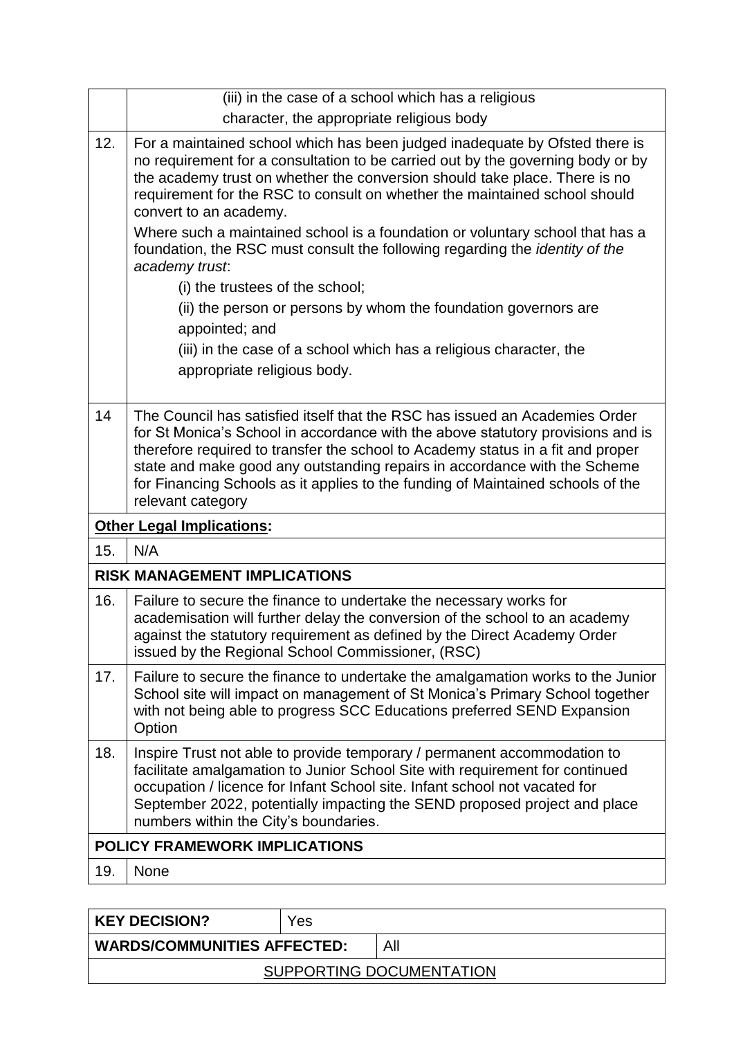| | |
|---|---|
| | (iii) in the case of a school which has a religious character, the appropriate religious body |
| 12. | For a maintained school which has been judged inadequate by Ofsted there is no requirement for a consultation to be carried out by the governing body or by the academy trust on whether the conversion should take place. There is no requirement for the RSC to consult on whether the maintained school should convert to an academy.<br><br>Where such a maintained school is a foundation or voluntary school that has a foundation, the RSC must consult the following regarding the *identity of the academy trust*:<br>(i) the trustees of the school;<br>(ii) the person or persons by whom the foundation governors are appointed; and<br>(iii) in the case of a school which has a religious character, the appropriate religious body. |
| 14 | The Council has satisfied itself that the RSC has issued an Academies Order for St Monica's School in accordance with the above statutory provisions and is therefore required to transfer the school to Academy status in a fit and proper state and make good any outstanding repairs in accordance with the Scheme for Financing Schools as it applies to the funding of Maintained schools of the relevant category |
| **Other Legal Implications:** | |
| 15. | N/A |
| **RISK MANAGEMENT IMPLICATIONS** | |
| 16. | Failure to secure the finance to undertake the necessary works for academisation will further delay the conversion of the school to an academy against the statutory requirement as defined by the Direct Academy Order issued by the Regional School Commissioner, (RSC) |
| 17. | Failure to secure the finance to undertake the amalgamation works to the Junior School site will impact on management of St Monica's Primary School together with not being able to progress SCC Educations preferred SEND Expansion Option |
| 18. | Inspire Trust not able to provide temporary / permanent accommodation to facilitate amalgamation to Junior School Site with requirement for continued occupation / licence for Infant School site. Infant school not vacated for September 2022, potentially impacting the SEND proposed project and place numbers within the City's boundaries. |
| **POLICY FRAMEWORK IMPLICATIONS** | |
| 19. | None |

| **KEY DECISION?** | Yes | |
|---|---|---|
| **WARDS/COMMUNITIES AFFECTED:** | | All |
| SUPPORTING DOCUMENTATION | | |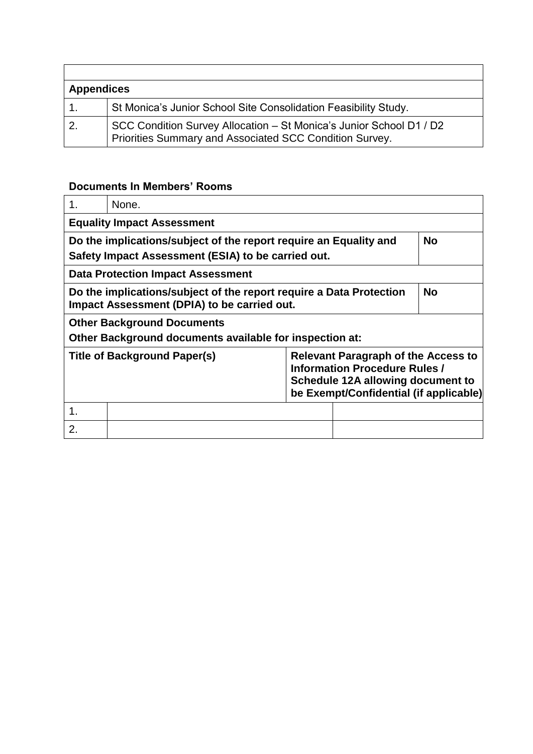| | |
|---|---|
| **Appendices** | |
| 1. | St Monica's Junior School Site Consolidation Feasibility Study. |
| 2. | SCC Condition Survey Allocation – St Monica's Junior School D1 / D2 Priorities Summary and Associated SCC Condition Survey. |

**Documents In Members' Rooms**

| | | | |
|---|---|---|---|
| 1. | None. | | |
| **Equality Impact Assessment** | | | |
| **Do the implications/subject of the report require an Equality and Safety Impact Assessment (ESIA) to be carried out.** | | | **No** |
| **Data Protection Impact Assessment** | | | |
| **Do the implications/subject of the report require a Data Protection Impact Assessment (DPIA) to be carried out.** | | | **No** |
| **Other Background Documents**<br>**Other Background documents available for inspection at:** | | | |
| **Title of Background Paper(s)** | | **Relevant Paragraph of the Access to Information Procedure Rules / Schedule 12A allowing document to be Exempt/Confidential (if applicable)** | |
| 1. | | | |
| 2. | | | |